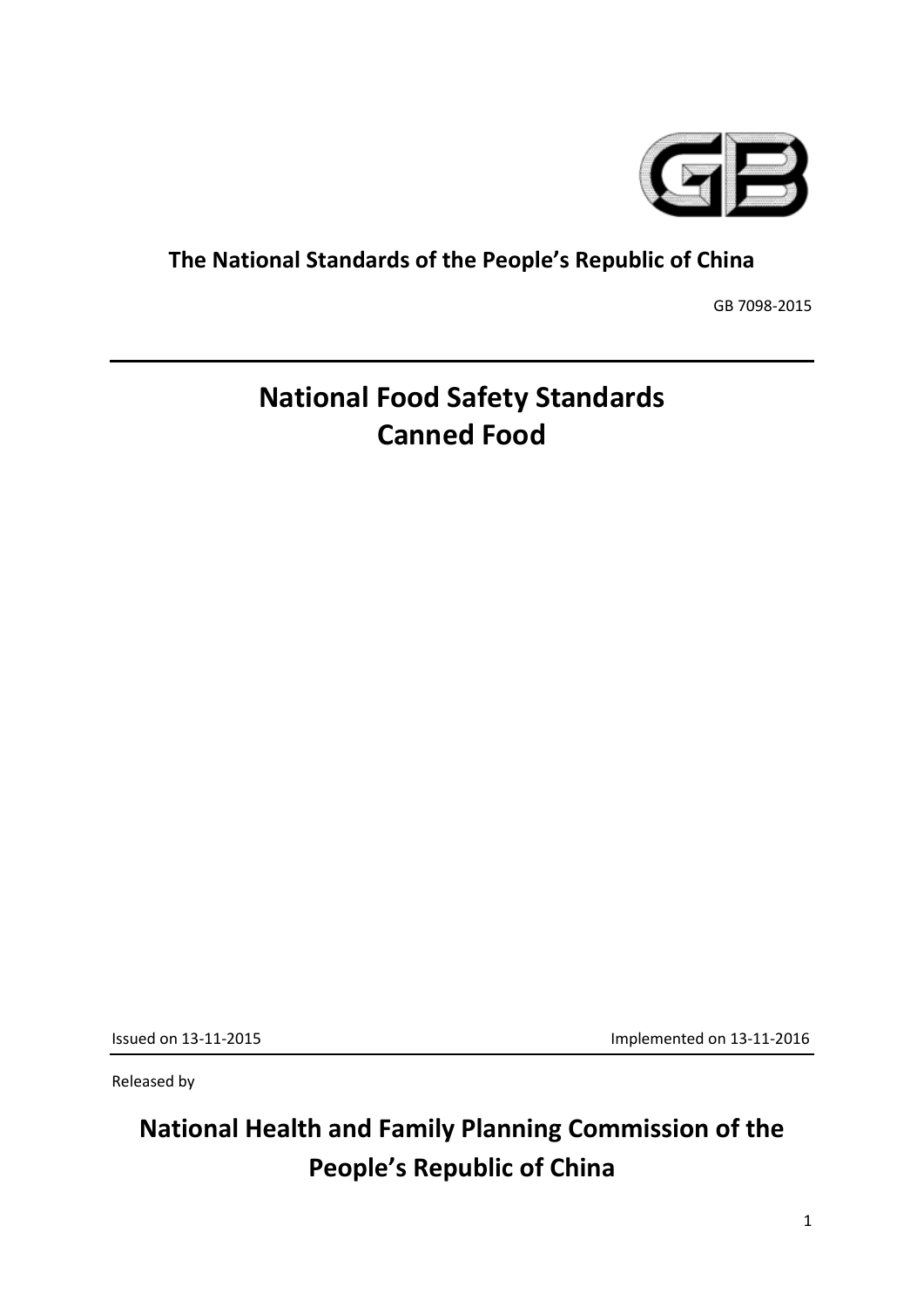**The National Standards of the People's Republic of China**

GB 7098-2015

# National Food Safety Standards
# Canned Food

Issued on 13-11-2015

Implemented on 13-11-2016

Released by

**National Health and Family Planning Commission of the People's Republic of China**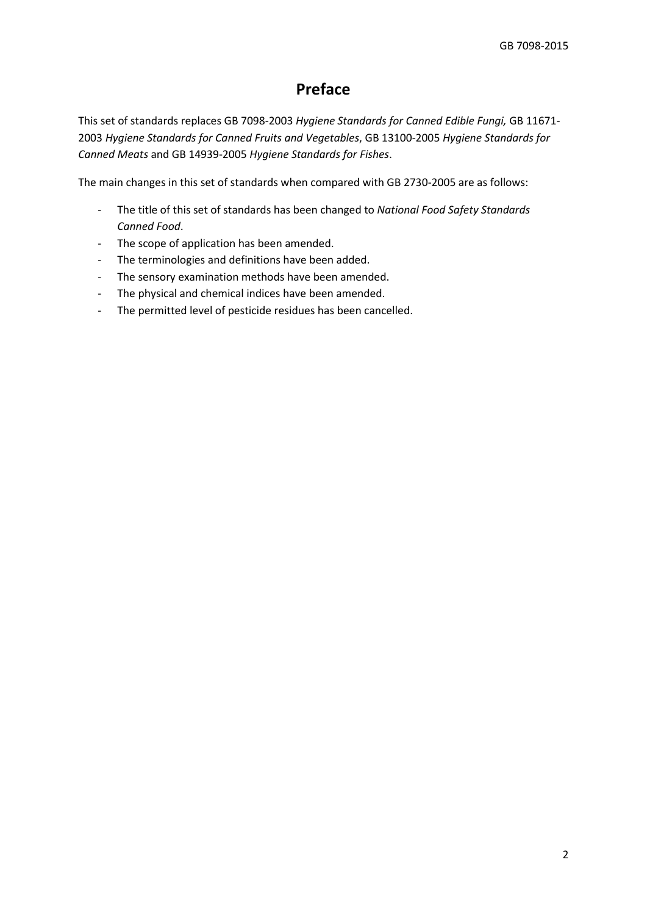# Preface

This set of standards replaces GB 7098-2003 *Hygiene Standards for Canned Edible Fungi,* GB 11671-2003 *Hygiene Standards for Canned Fruits and Vegetables*, GB 13100-2005 *Hygiene Standards for Canned Meats* and GB 14939-2005 *Hygiene Standards for Fishes*.

The main changes in this set of standards when compared with GB 2730-2005 are as follows:

- The title of this set of standards has been changed to *National Food Safety Standards Canned Food*.
- The scope of application has been amended.
- The terminologies and definitions have been added.
- The sensory examination methods have been amended.
- The physical and chemical indices have been amended.
- The permitted level of pesticide residues has been cancelled.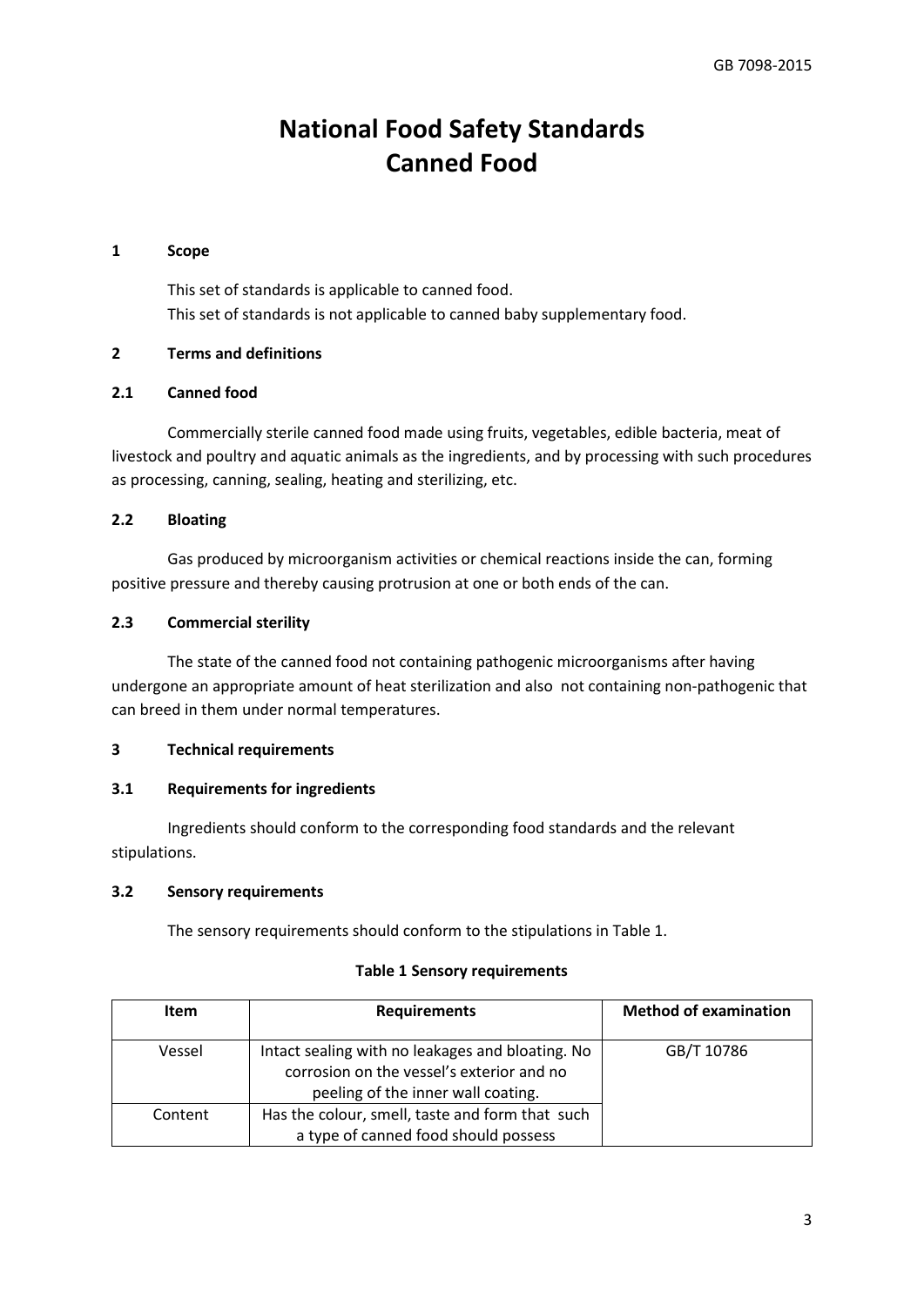# National Food Safety Standards
# Canned Food

## 1 Scope

This set of standards is applicable to canned food.
This set of standards is not applicable to canned baby supplementary food.

## 2 Terms and definitions

### 2.1 Canned food

Commercially sterile canned food made using fruits, vegetables, edible bacteria, meat of livestock and poultry and aquatic animals as the ingredients, and by processing with such procedures as processing, canning, sealing, heating and sterilizing, etc.

### 2.2 Bloating

Gas produced by microorganism activities or chemical reactions inside the can, forming positive pressure and thereby causing protrusion at one or both ends of the can.

### 2.3 Commercial sterility

The state of the canned food not containing pathogenic microorganisms after having undergone an appropriate amount of heat sterilization and also not containing non-pathogenic that can breed in them under normal temperatures.

## 3 Technical requirements

### 3.1 Requirements for ingredients

Ingredients should conform to the corresponding food standards and the relevant stipulations.

### 3.2 Sensory requirements

The sensory requirements should conform to the stipulations in Table 1.

**Table 1 Sensory requirements**

| Item | Requirements | Method of examination |
|---|---|---|
| Vessel | Intact sealing with no leakages and bloating. No corrosion on the vessel's exterior and no peeling of the inner wall coating. | GB/T 10786 |
| Content | Has the colour, smell, taste and form that such a type of canned food should possess | |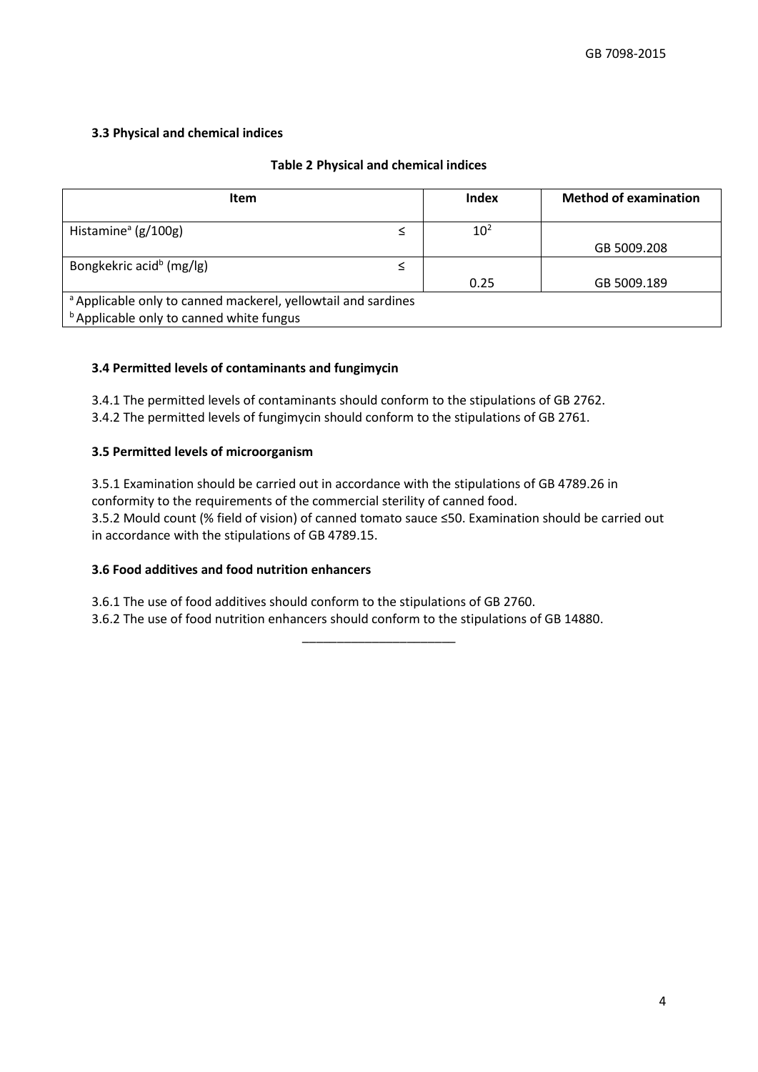### 3.3 Physical and chemical indices

**Table 2 Physical and chemical indices**

| Item | | Index | Method of examination |
|---|---|---|---|
| Histamine[a] (g/100g) | ≤ | $10^2$ | GB 5009.208 |
| Bongkekric acid[b] (mg/lg) | ≤ | 0.25 | GB 5009.189 |
| [a] Applicable only to canned mackerel, yellowtail and sardines<br>[b] Applicable only to canned white fungus | | | |

### 3.4 Permitted levels of contaminants and fungimycin

3.4.1 The permitted levels of contaminants should conform to the stipulations of GB 2762.
3.4.2 The permitted levels of fungimycin should conform to the stipulations of GB 2761.

### 3.5 Permitted levels of microorganism

3.5.1 Examination should be carried out in accordance with the stipulations of GB 4789.26 in conformity to the requirements of the commercial sterility of canned food.
3.5.2 Mould count (% field of vision) of canned tomato sauce ≤50. Examination should be carried out in accordance with the stipulations of GB 4789.15.

### 3.6 Food additives and food nutrition enhancers

3.6.1 The use of food additives should conform to the stipulations of GB 2760.
3.6.2 The use of food nutrition enhancers should conform to the stipulations of GB 14880.

______________________